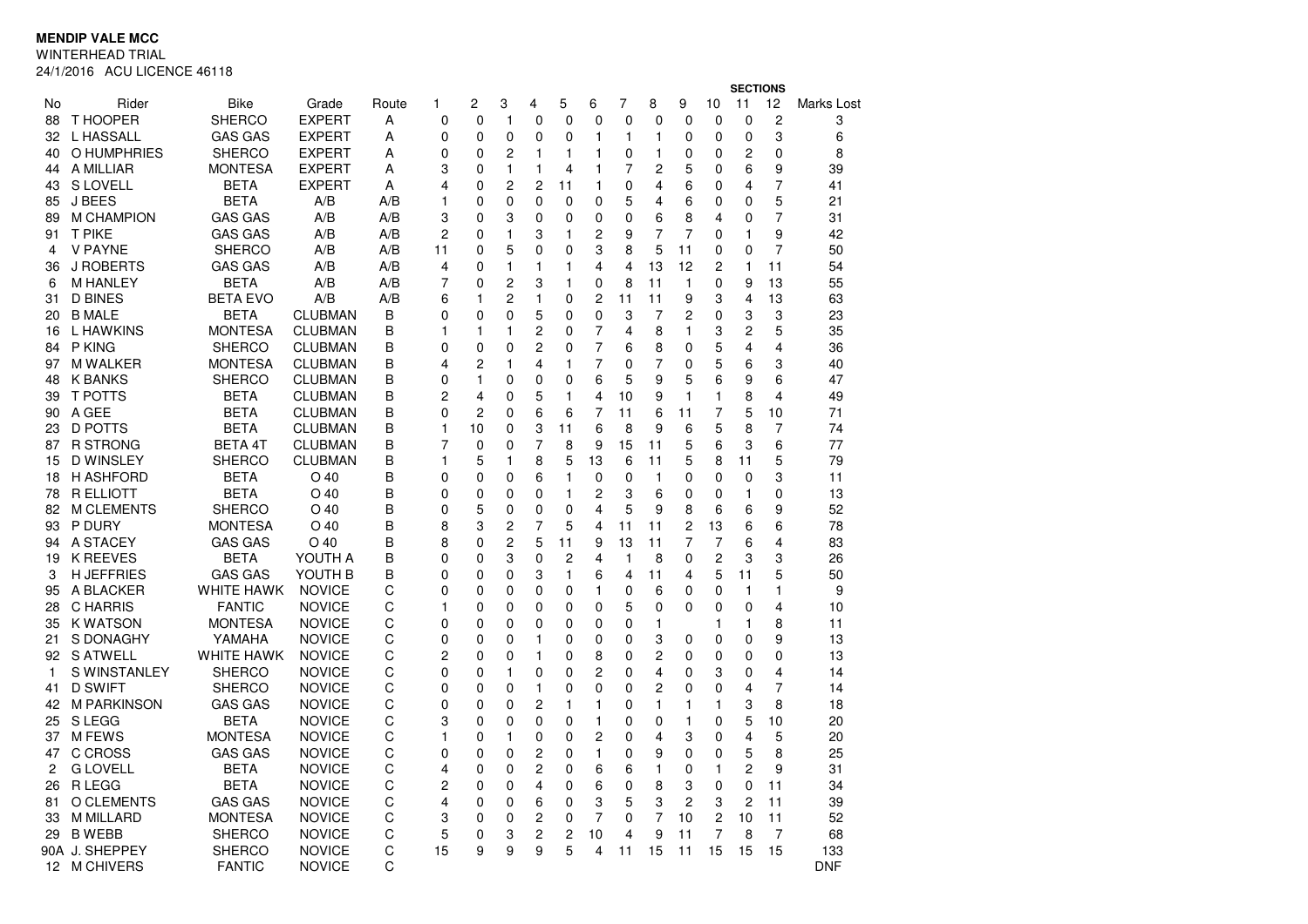**MENDIP VALE MCC**

WINTERHEAD TRIAL

24/1/2016 ACU LICENCE 46118

| No | Rider | Bike | Grade | Route | 1 | 2 | 3 | 4 | 5 | 6 | 7 | 8 | 9 | 10 | 11 | 12 | Marks Lost |
|---|---|---|---|---|---|---|---|---|---|---|---|---|---|---|---|---|---|
| | | | | | SECTIONS | | | | | | | | | | | | |
| 88 | T HOOPER | SHERCO | EXPERT | A | 0 | 0 | 1 | 0 | 0 | 0 | 0 | 0 | 0 | 0 | 0 | 2 | 3 |
| 32 | L HASSALL | GAS GAS | EXPERT | A | 0 | 0 | 0 | 0 | 0 | 1 | 1 | 1 | 0 | 0 | 0 | 3 | 6 |
| 40 | O HUMPHRIES | SHERCO | EXPERT | A | 0 | 0 | 2 | 1 | 1 | 1 | 0 | 1 | 0 | 0 | 2 | 0 | 8 |
| 44 | A MILLIAR | MONTESA | EXPERT | A | 3 | 0 | 1 | 1 | 4 | 1 | 7 | 2 | 5 | 0 | 6 | 9 | 39 |
| 43 | S LOVELL | BETA | EXPERT | A | 4 | 0 | 2 | 2 | 11 | 1 | 0 | 4 | 6 | 0 | 4 | 7 | 41 |
| 85 | J BEES | BETA | A/B | A/B | 1 | 0 | 0 | 0 | 0 | 0 | 5 | 4 | 6 | 0 | 0 | 5 | 21 |
| 89 | M CHAMPION | GAS GAS | A/B | A/B | 3 | 0 | 3 | 0 | 0 | 0 | 0 | 6 | 8 | 4 | 0 | 7 | 31 |
| 91 | T PIKE | GAS GAS | A/B | A/B | 2 | 0 | 1 | 3 | 1 | 2 | 9 | 7 | 7 | 0 | 1 | 9 | 42 |
| 4 | V PAYNE | SHERCO | A/B | A/B | 11 | 0 | 5 | 0 | 0 | 3 | 8 | 5 | 11 | 0 | 0 | 7 | 50 |
| 36 | J ROBERTS | GAS GAS | A/B | A/B | 4 | 0 | 1 | 1 | 1 | 4 | 4 | 13 | 12 | 2 | 1 | 11 | 54 |
| 6 | M HANLEY | BETA | A/B | A/B | 7 | 0 | 2 | 3 | 1 | 0 | 8 | 11 | 1 | 0 | 9 | 13 | 55 |
| 31 | D BINES | BETA EVO | A/B | A/B | 6 | 1 | 2 | 1 | 0 | 2 | 11 | 11 | 9 | 3 | 4 | 13 | 63 |
| 20 | B MALE | BETA | CLUBMAN | B | 0 | 0 | 0 | 5 | 0 | 0 | 3 | 7 | 2 | 0 | 3 | 3 | 23 |
| 16 | L HAWKINS | MONTESA | CLUBMAN | B | 1 | 1 | 1 | 2 | 0 | 7 | 4 | 8 | 1 | 3 | 2 | 5 | 35 |
| 84 | P KING | SHERCO | CLUBMAN | B | 0 | 0 | 0 | 2 | 0 | 7 | 6 | 8 | 0 | 5 | 4 | 4 | 36 |
| 97 | M WALKER | MONTESA | CLUBMAN | B | 4 | 2 | 1 | 4 | 1 | 7 | 0 | 7 | 0 | 5 | 6 | 3 | 40 |
| 48 | K BANKS | SHERCO | CLUBMAN | B | 0 | 1 | 0 | 0 | 0 | 6 | 5 | 9 | 5 | 6 | 9 | 6 | 47 |
| 39 | T POTTS | BETA | CLUBMAN | B | 2 | 4 | 0 | 5 | 1 | 4 | 10 | 9 | 1 | 1 | 8 | 4 | 49 |
| 90 | A GEE | BETA | CLUBMAN | B | 0 | 2 | 0 | 6 | 6 | 7 | 11 | 6 | 11 | 7 | 5 | 10 | 71 |
| 23 | D POTTS | BETA | CLUBMAN | B | 1 | 10 | 0 | 3 | 11 | 6 | 8 | 9 | 6 | 5 | 8 | 7 | 74 |
| 87 | R STRONG | BETA 4T | CLUBMAN | B | 7 | 0 | 0 | 7 | 8 | 9 | 15 | 11 | 5 | 6 | 3 | 6 | 77 |
| 15 | D WINSLEY | SHERCO | CLUBMAN | B | 1 | 5 | 1 | 8 | 5 | 13 | 6 | 11 | 5 | 8 | 11 | 5 | 79 |
| 18 | H ASHFORD | BETA | O 40 | B | 0 | 0 | 0 | 6 | 1 | 0 | 0 | 1 | 0 | 0 | 0 | 3 | 11 |
| 78 | R ELLIOTT | BETA | O 40 | B | 0 | 0 | 0 | 0 | 1 | 2 | 3 | 6 | 0 | 0 | 1 | 0 | 13 |
| 82 | M CLEMENTS | SHERCO | O 40 | B | 0 | 5 | 0 | 0 | 0 | 4 | 5 | 9 | 8 | 6 | 6 | 9 | 52 |
| 93 | P DURY | MONTESA | O 40 | B | 8 | 3 | 2 | 7 | 5 | 4 | 11 | 11 | 2 | 13 | 6 | 6 | 78 |
| 94 | A STACEY | GAS GAS | O 40 | B | 8 | 0 | 2 | 5 | 11 | 9 | 13 | 11 | 7 | 7 | 6 | 4 | 83 |
| 19 | K REEVES | BETA | YOUTH A | B | 0 | 0 | 3 | 0 | 2 | 4 | 1 | 8 | 0 | 2 | 3 | 3 | 26 |
| 3 | H JEFFRIES | GAS GAS | YOUTH B | B | 0 | 0 | 0 | 3 | 1 | 6 | 4 | 11 | 4 | 5 | 11 | 5 | 50 |
| 95 | A BLACKER | WHITE HAWK | NOVICE | C | 0 | 0 | 0 | 0 | 0 | 1 | 0 | 6 | 0 | 0 | 1 | 1 | 9 |
| 28 | C HARRIS | FANTIC | NOVICE | C | 1 | 0 | 0 | 0 | 0 | 0 | 5 | 0 | 0 | 0 | 0 | 4 | 10 |
| 35 | K WATSON | MONTESA | NOVICE | C | 0 | 0 | 0 | 0 | 0 | 0 | 0 | 1 | | 1 | 1 | 8 | 11 |
| 21 | S DONAGHY | YAMAHA | NOVICE | C | 0 | 0 | 0 | 1 | 0 | 0 | 0 | 3 | 0 | 0 | 0 | 9 | 13 |
| 92 | S ATWELL | WHITE HAWK | NOVICE | C | 2 | 0 | 0 | 1 | 0 | 8 | 0 | 2 | 0 | 0 | 0 | 0 | 13 |
| 1 | S WINSTANLEY | SHERCO | NOVICE | C | 0 | 0 | 1 | 0 | 0 | 2 | 0 | 4 | 0 | 3 | 0 | 4 | 14 |
| 41 | D SWIFT | SHERCO | NOVICE | C | 0 | 0 | 0 | 1 | 0 | 0 | 0 | 2 | 0 | 0 | 4 | 7 | 14 |
| 42 | M PARKINSON | GAS GAS | NOVICE | C | 0 | 0 | 0 | 2 | 1 | 1 | 0 | 1 | 1 | 1 | 3 | 8 | 18 |
| 25 | S LEGG | BETA | NOVICE | C | 3 | 0 | 0 | 0 | 0 | 1 | 0 | 0 | 1 | 0 | 5 | 10 | 20 |
| 37 | M FEWS | MONTESA | NOVICE | C | 1 | 0 | 1 | 0 | 0 | 2 | 0 | 4 | 3 | 0 | 4 | 5 | 20 |
| 47 | C CROSS | GAS GAS | NOVICE | C | 0 | 0 | 0 | 2 | 0 | 1 | 0 | 9 | 0 | 0 | 5 | 8 | 25 |
| 2 | G LOVELL | BETA | NOVICE | C | 4 | 0 | 0 | 2 | 0 | 6 | 6 | 1 | 0 | 1 | 2 | 9 | 31 |
| 26 | R LEGG | BETA | NOVICE | C | 2 | 0 | 0 | 4 | 0 | 6 | 0 | 8 | 3 | 0 | 0 | 11 | 34 |
| 81 | O CLEMENTS | GAS GAS | NOVICE | C | 4 | 0 | 0 | 6 | 0 | 3 | 5 | 3 | 2 | 3 | 2 | 11 | 39 |
| 33 | M MILLARD | MONTESA | NOVICE | C | 3 | 0 | 0 | 2 | 0 | 7 | 0 | 7 | 10 | 2 | 10 | 11 | 52 |
| 29 | B WEBB | SHERCO | NOVICE | C | 5 | 0 | 3 | 2 | 2 | 10 | 4 | 9 | 11 | 7 | 8 | 7 | 68 |
| 90A | J. SHEPPEY | SHERCO | NOVICE | C | 15 | 9 | 9 | 9 | 5 | 4 | 11 | 15 | 11 | 15 | 15 | 15 | 133 |
| 12 | M CHIVERS | FANTIC | NOVICE | C | | | | | | | | | | | | | DNF |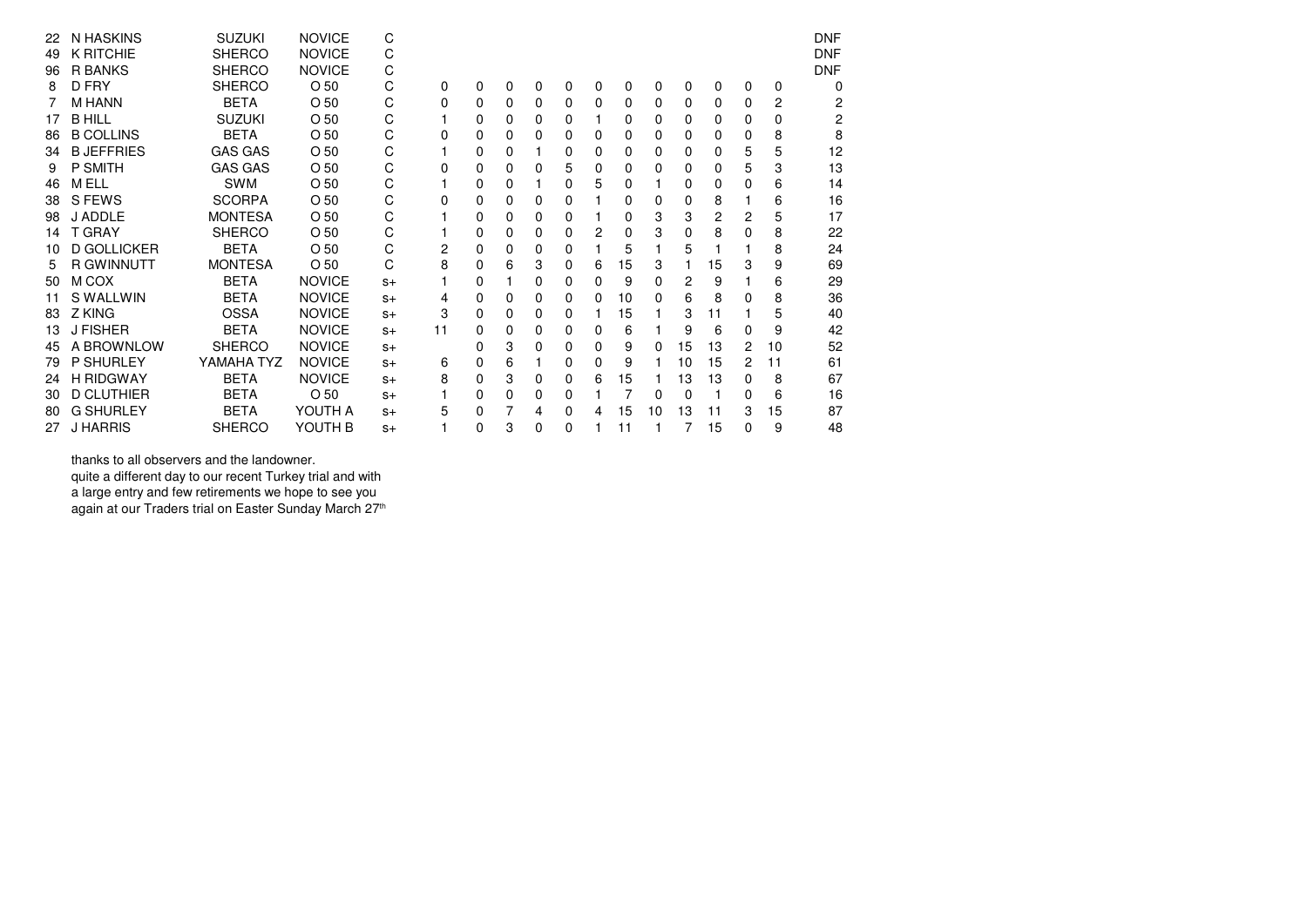| | | | | | | | | | | | | | | | | | |
|---|---|---|---|---|---|---|---|---|---|---|---|---|---|---|---|---|---|
| 22 | N HASKINS | SUZUKI | NOVICE | C | | | | | | | | | | | | | DNF |
| 49 | K RITCHIE | SHERCO | NOVICE | C | | | | | | | | | | | | | DNF |
| 96 | R BANKS | SHERCO | NOVICE | C | | | | | | | | | | | | | DNF |
| 8 | D FRY | SHERCO | O 50 | C | 0 | 0 | 0 | 0 | 0 | 0 | 0 | 0 | 0 | 0 | 0 | 0 | 0 |
| 7 | M HANN | BETA | O 50 | C | 0 | 0 | 0 | 0 | 0 | 0 | 0 | 0 | 0 | 0 | 0 | 2 | 2 |
| 17 | B HILL | SUZUKI | O 50 | C | 1 | 0 | 0 | 0 | 0 | 1 | 0 | 0 | 0 | 0 | 0 | 0 | 2 |
| 86 | B COLLINS | BETA | O 50 | C | 0 | 0 | 0 | 0 | 0 | 0 | 0 | 0 | 0 | 0 | 0 | 8 | 8 |
| 34 | B JEFFRIES | GAS GAS | O 50 | C | 1 | 0 | 0 | 1 | 0 | 0 | 0 | 0 | 0 | 0 | 5 | 5 | 12 |
| 9 | P SMITH | GAS GAS | O 50 | C | 0 | 0 | 0 | 0 | 5 | 0 | 0 | 0 | 0 | 0 | 5 | 3 | 13 |
| 46 | M ELL | SWM | O 50 | C | 1 | 0 | 0 | 1 | 0 | 5 | 0 | 1 | 0 | 0 | 0 | 6 | 14 |
| 38 | S FEWS | SCORPA | O 50 | C | 0 | 0 | 0 | 0 | 0 | 1 | 0 | 0 | 0 | 8 | 1 | 6 | 16 |
| 98 | J ADDLE | MONTESA | O 50 | C | 1 | 0 | 0 | 0 | 0 | 1 | 0 | 3 | 3 | 2 | 2 | 5 | 17 |
| 14 | T GRAY | SHERCO | O 50 | C | 1 | 0 | 0 | 0 | 0 | 2 | 0 | 3 | 0 | 8 | 0 | 8 | 22 |
| 10 | D GOLLICKER | BETA | O 50 | C | 2 | 0 | 0 | 0 | 0 | 1 | 5 | 1 | 5 | 1 | 1 | 8 | 24 |
| 5 | R GWINNUTT | MONTESA | O 50 | C | 8 | 0 | 6 | 3 | 0 | 6 | 15 | 3 | 1 | 15 | 3 | 9 | 69 |
| 50 | M COX | BETA | NOVICE | s+ | 1 | 0 | 1 | 0 | 0 | 0 | 9 | 0 | 2 | 9 | 1 | 6 | 29 |
| 11 | S WALLWIN | BETA | NOVICE | s+ | 4 | 0 | 0 | 0 | 0 | 0 | 10 | 0 | 6 | 8 | 0 | 8 | 36 |
| 83 | Z KING | OSSA | NOVICE | s+ | 3 | 0 | 0 | 0 | 0 | 1 | 15 | 1 | 3 | 11 | 1 | 5 | 40 |
| 13 | J FISHER | BETA | NOVICE | s+ | 11 | 0 | 0 | 0 | 0 | 0 | 6 | 1 | 9 | 6 | 0 | 9 | 42 |
| 45 | A BROWNLOW | SHERCO | NOVICE | s+ | | 0 | 3 | 0 | 0 | 0 | 9 | 0 | 15 | 13 | 2 | 10 | 52 |
| 79 | P SHURLEY | YAMAHA TYZ | NOVICE | s+ | 6 | 0 | 6 | 1 | 0 | 0 | 9 | 1 | 10 | 15 | 2 | 11 | 61 |
| 24 | H RIDGWAY | BETA | NOVICE | s+ | 8 | 0 | 3 | 0 | 0 | 6 | 15 | 1 | 13 | 13 | 0 | 8 | 67 |
| 30 | D CLUTHIER | BETA | O 50 | s+ | 1 | 0 | 0 | 0 | 0 | 1 | 7 | 0 | 0 | 1 | 0 | 6 | 16 |
| 80 | G SHURLEY | BETA | YOUTH A | s+ | 5 | 0 | 7 | 4 | 0 | 4 | 15 | 10 | 13 | 11 | 3 | 15 | 87 |
| 27 | J HARRIS | SHERCO | YOUTH B | s+ | 1 | 0 | 3 | 0 | 0 | 1 | 11 | 1 | 7 | 15 | 0 | 9 | 48 |

thanks to all observers and the landowner.
quite a different day to our recent Turkey trial and with a large entry and few retirements we hope to see you again at our Traders trial on Easter Sunday March 27th